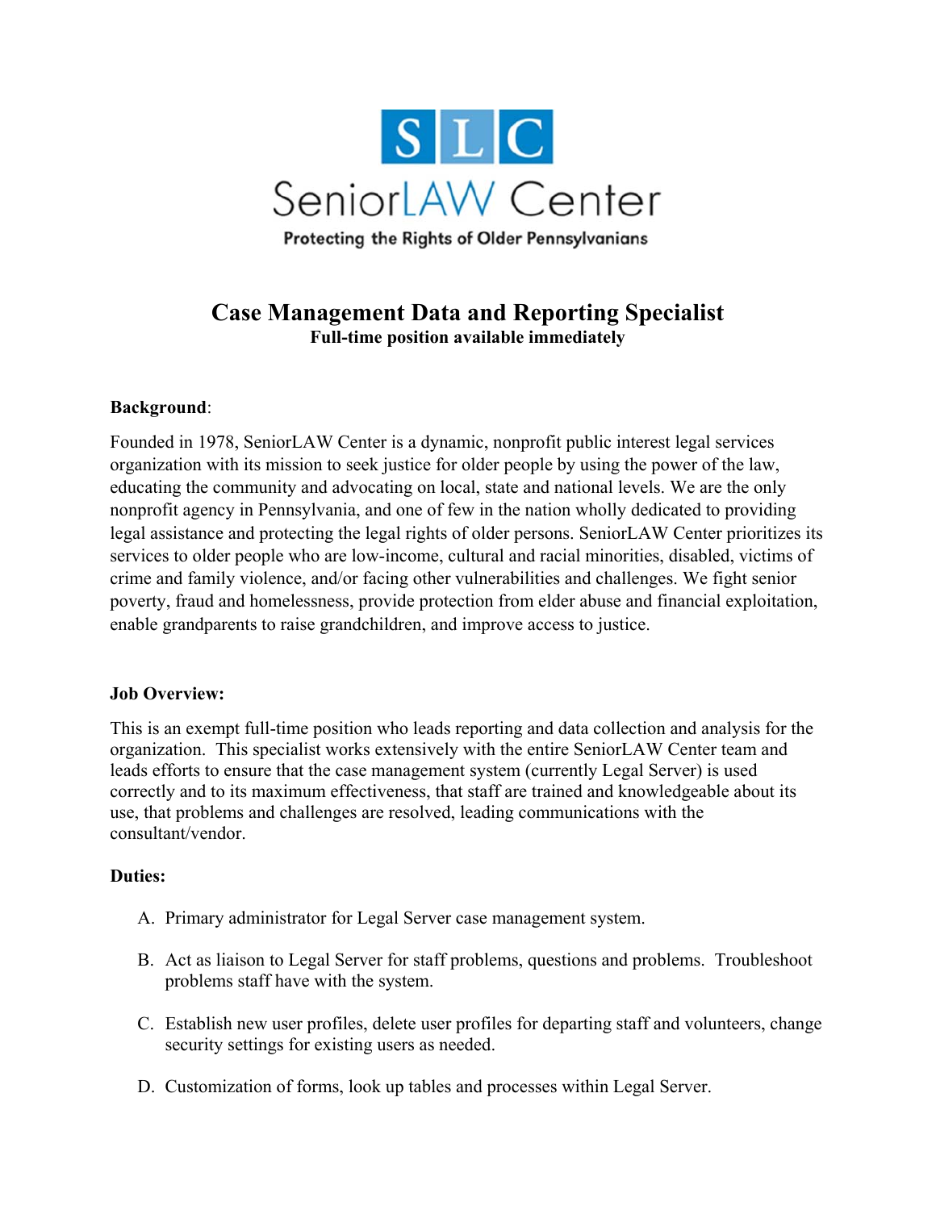SLC

SeniorLAW Center

Protecting the Rights of Older Pennsylvanians

# Case Management Data and Reporting Specialist

**Full-time position available immediately**

**Background**:

Founded in 1978, SeniorLAW Center is a dynamic, nonprofit public interest legal services organization with its mission to seek justice for older people by using the power of the law, educating the community and advocating on local, state and national levels. We are the only nonprofit agency in Pennsylvania, and one of few in the nation wholly dedicated to providing legal assistance and protecting the legal rights of older persons. SeniorLAW Center prioritizes its services to older people who are low-income, cultural and racial minorities, disabled, victims of crime and family violence, and/or facing other vulnerabilities and challenges. We fight senior poverty, fraud and homelessness, provide protection from elder abuse and financial exploitation, enable grandparents to raise grandchildren, and improve access to justice.

**Job Overview:**

This is an exempt full-time position who leads reporting and data collection and analysis for the organization. This specialist works extensively with the entire SeniorLAW Center team and leads efforts to ensure that the case management system (currently Legal Server) is used correctly and to its maximum effectiveness, that staff are trained and knowledgeable about its use, that problems and challenges are resolved, leading communications with the consultant/vendor.

**Duties:**

A. Primary administrator for Legal Server case management system.

B. Act as liaison to Legal Server for staff problems, questions and problems. Troubleshoot problems staff have with the system.

C. Establish new user profiles, delete user profiles for departing staff and volunteers, change security settings for existing users as needed.

D. Customization of forms, look up tables and processes within Legal Server.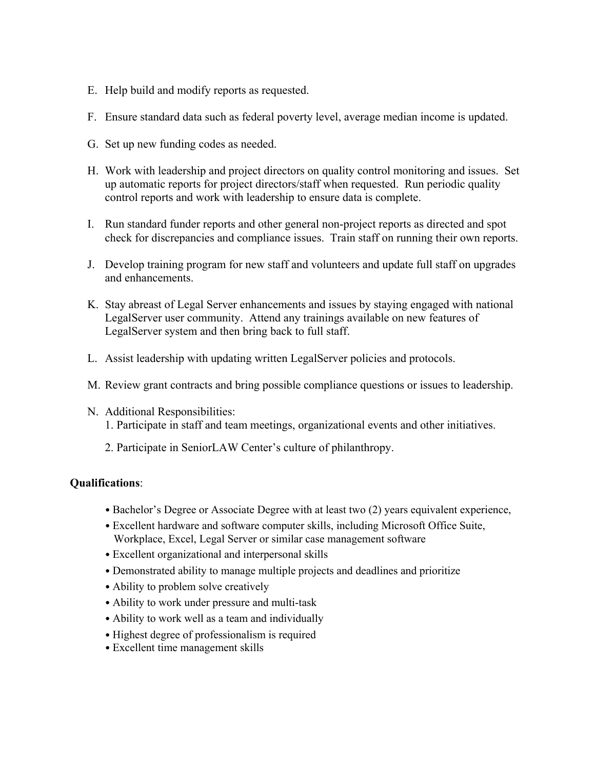E. Help build and modify reports as requested.

F. Ensure standard data such as federal poverty level, average median income is updated.

G. Set up new funding codes as needed.

H. Work with leadership and project directors on quality control monitoring and issues. Set up automatic reports for project directors/staff when requested. Run periodic quality control reports and work with leadership to ensure data is complete.

I. Run standard funder reports and other general non-project reports as directed and spot check for discrepancies and compliance issues. Train staff on running their own reports.

J. Develop training program for new staff and volunteers and update full staff on upgrades and enhancements.

K. Stay abreast of Legal Server enhancements and issues by staying engaged with national LegalServer user community. Attend any trainings available on new features of LegalServer system and then bring back to full staff.

L. Assist leadership with updating written LegalServer policies and protocols.

M. Review grant contracts and bring possible compliance questions or issues to leadership.

N. Additional Responsibilities:
   1. Participate in staff and team meetings, organizational events and other initiatives.

   2. Participate in SeniorLAW Center's culture of philanthropy.

**Qualifications**:

- Bachelor's Degree or Associate Degree with at least two (2) years equivalent experience,
- Excellent hardware and software computer skills, including Microsoft Office Suite, Workplace, Excel, Legal Server or similar case management software
- Excellent organizational and interpersonal skills
- Demonstrated ability to manage multiple projects and deadlines and prioritize
- Ability to problem solve creatively
- Ability to work under pressure and multi-task
- Ability to work well as a team and individually
- Highest degree of professionalism is required
- Excellent time management skills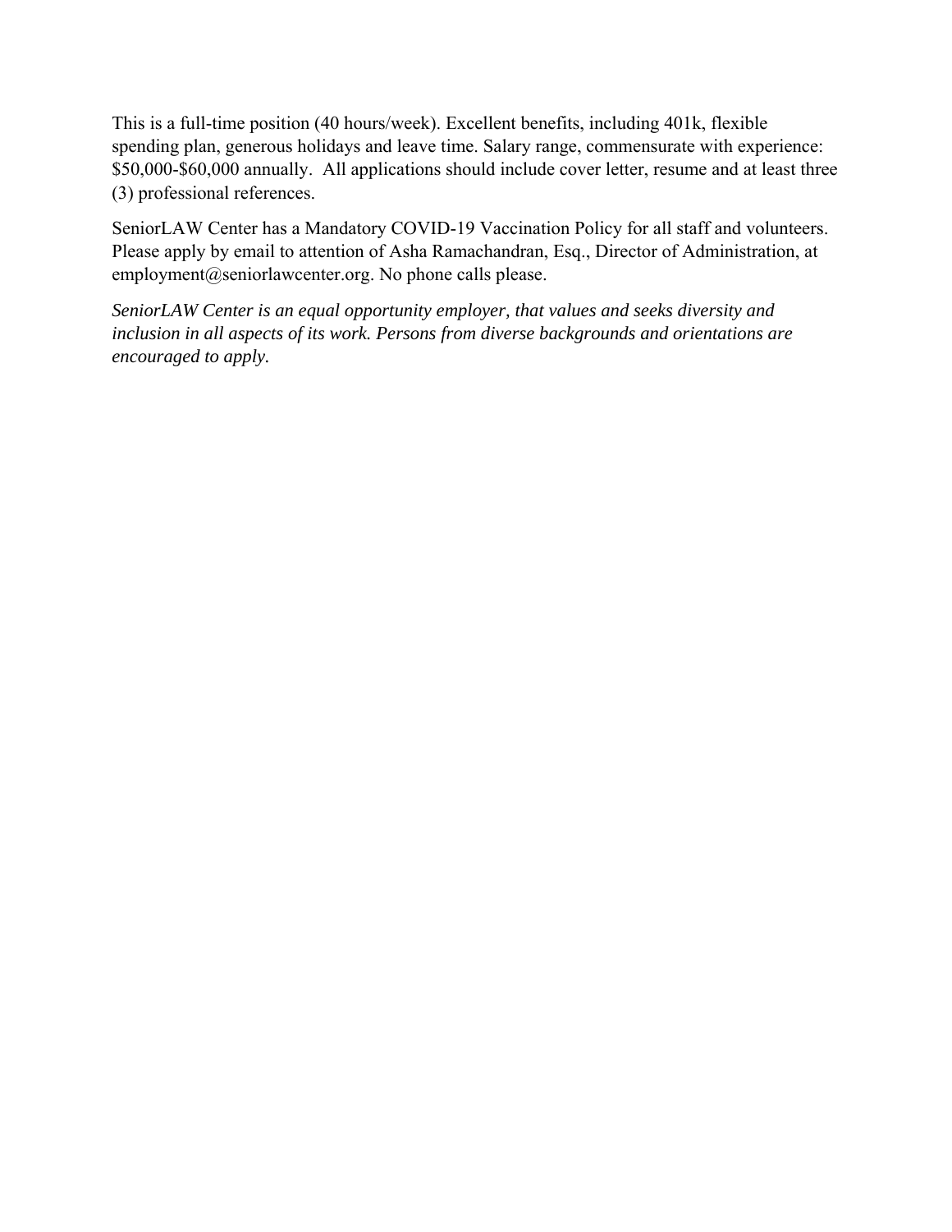This is a full-time position (40 hours/week). Excellent benefits, including 401k, flexible spending plan, generous holidays and leave time. Salary range, commensurate with experience: $50,000-$60,000 annually.  All applications should include cover letter, resume and at least three (3) professional references.

SeniorLAW Center has a Mandatory COVID-19 Vaccination Policy for all staff and volunteers. Please apply by email to attention of Asha Ramachandran, Esq., Director of Administration, at employment@seniorlawcenter.org. No phone calls please.

*SeniorLAW Center is an equal opportunity employer, that values and seeks diversity and inclusion in all aspects of its work. Persons from diverse backgrounds and orientations are encouraged to apply.*